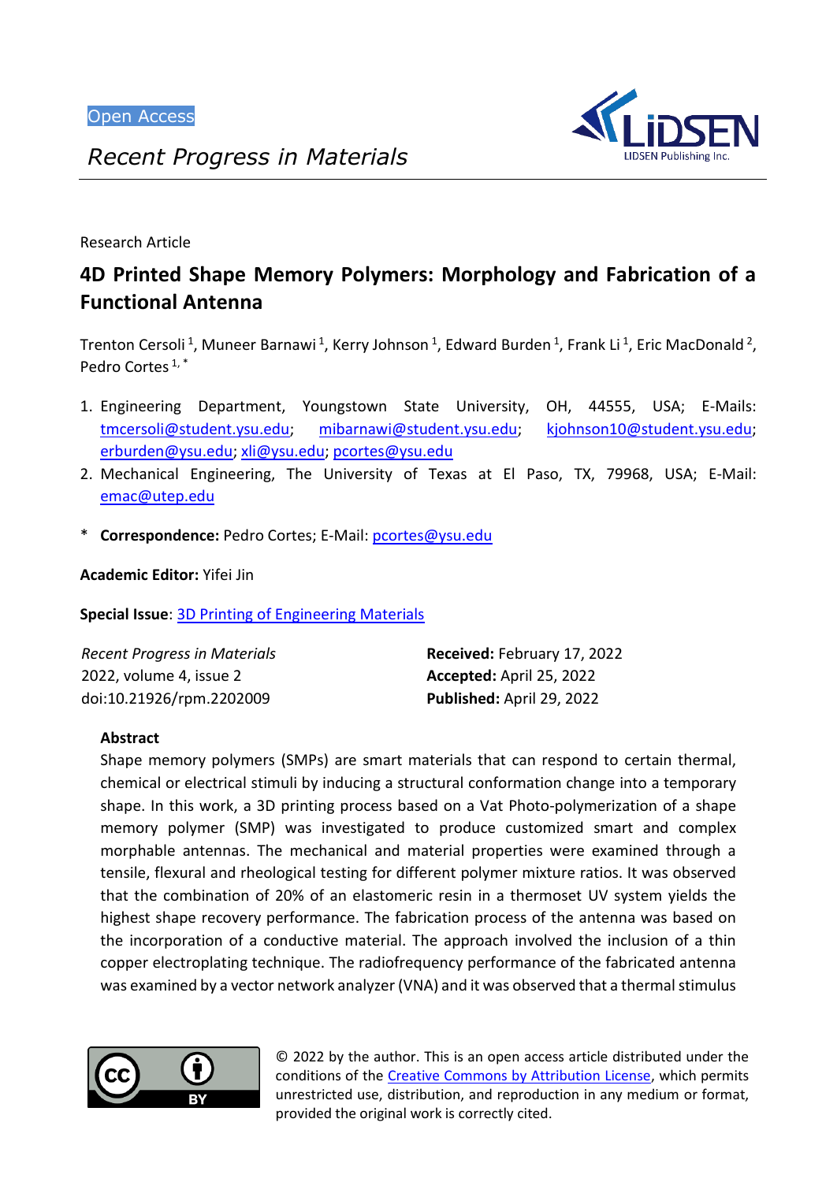Open Access

*Recent Progress in Materials*

Research Article

# 4D Printed Shape Memory Polymers: Morphology and Fabrication of a Functional Antenna

Trenton Cersoli [1], Muneer Barnawi [1], Kerry Johnson [1], Edward Burden [1], Frank Li [1], Eric MacDonald [2], Pedro Cortes [1,*]

1. Engineering Department, Youngstown State University, OH, 44555, USA; E-Mails: tmcersoli@student.ysu.edu; mibarnawi@student.ysu.edu; kjohnson10@student.ysu.edu; erburden@ysu.edu; xli@ysu.edu; pcortes@ysu.edu
2. Mechanical Engineering, The University of Texas at El Paso, TX, 79968, USA; E-Mail: emac@utep.edu

\* **Correspondence:** Pedro Cortes; E-Mail: pcortes@ysu.edu

**Academic Editor:** Yifei Jin

**Special Issue**: 3D Printing of Engineering Materials

*Recent Progress in Materials*
2022, volume 4, issue 2
doi:10.21926/rpm.2202009

**Received:** February 17, 2022
**Accepted:** April 25, 2022
**Published:** April 29, 2022

## Abstract

Shape memory polymers (SMPs) are smart materials that can respond to certain thermal, chemical or electrical stimuli by inducing a structural conformation change into a temporary shape. In this work, a 3D printing process based on a Vat Photo-polymerization of a shape memory polymer (SMP) was investigated to produce customized smart and complex morphable antennas. The mechanical and material properties were examined through a tensile, flexural and rheological testing for different polymer mixture ratios. It was observed that the combination of 20% of an elastomeric resin in a thermoset UV system yields the highest shape recovery performance. The fabrication process of the antenna was based on the incorporation of a conductive material. The approach involved the inclusion of a thin copper electroplating technique. The radiofrequency performance of the fabricated antenna was examined by a vector network analyzer (VNA) and it was observed that a thermal stimulus

© 2022 by the author. This is an open access article distributed under the conditions of the Creative Commons by Attribution License, which permits unrestricted use, distribution, and reproduction in any medium or format, provided the original work is correctly cited.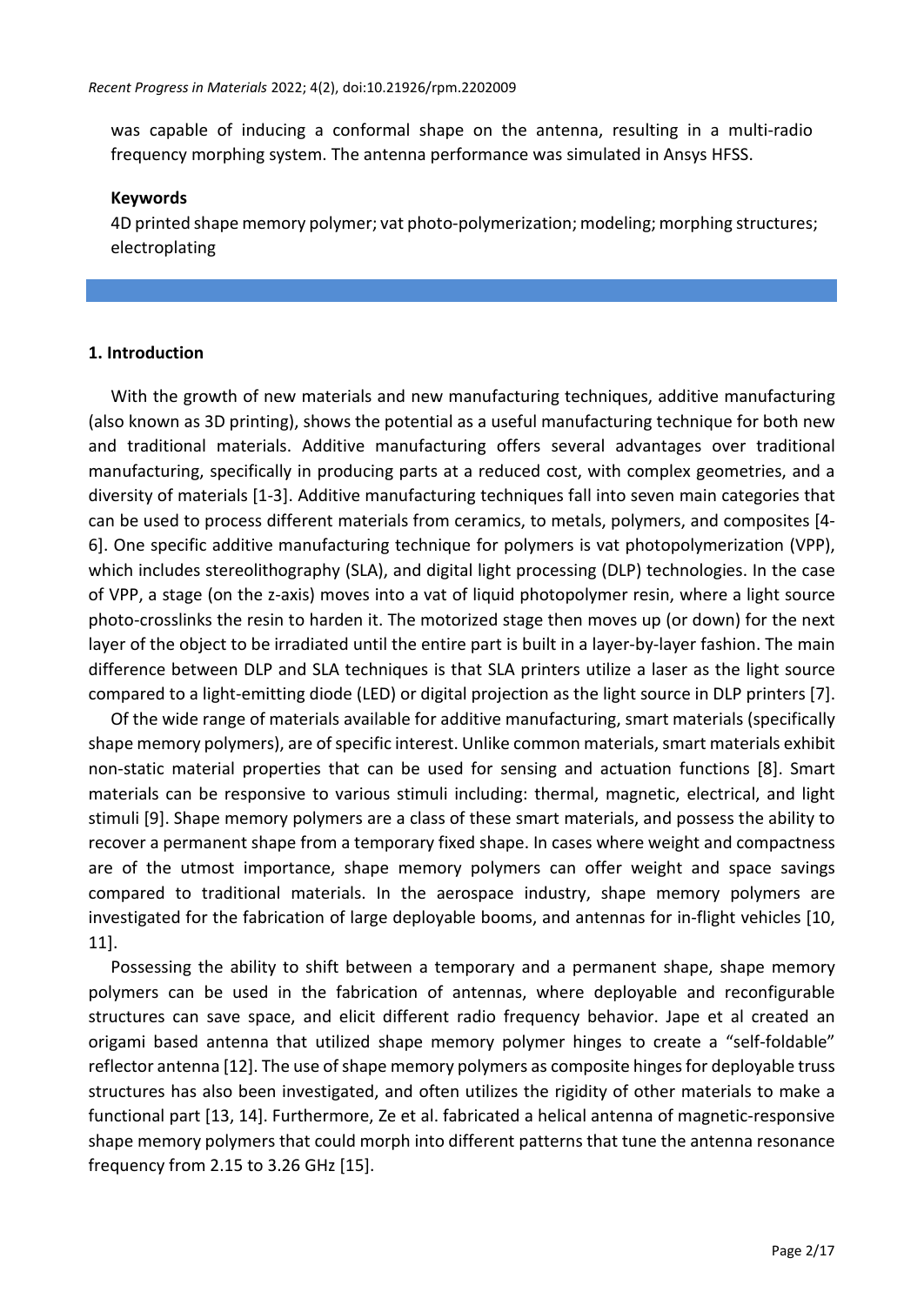was capable of inducing a conformal shape on the antenna, resulting in a multi-radio frequency morphing system. The antenna performance was simulated in Ansys HFSS.

**Keywords**

4D printed shape memory polymer; vat photo-polymerization; modeling; morphing structures; electroplating

## 1. Introduction

With the growth of new materials and new manufacturing techniques, additive manufacturing (also known as 3D printing), shows the potential as a useful manufacturing technique for both new and traditional materials. Additive manufacturing offers several advantages over traditional manufacturing, specifically in producing parts at a reduced cost, with complex geometries, and a diversity of materials [1-3]. Additive manufacturing techniques fall into seven main categories that can be used to process different materials from ceramics, to metals, polymers, and composites [4-6]. One specific additive manufacturing technique for polymers is vat photopolymerization (VPP), which includes stereolithography (SLA), and digital light processing (DLP) technologies. In the case of VPP, a stage (on the z-axis) moves into a vat of liquid photopolymer resin, where a light source photo-crosslinks the resin to harden it. The motorized stage then moves up (or down) for the next layer of the object to be irradiated until the entire part is built in a layer-by-layer fashion. The main difference between DLP and SLA techniques is that SLA printers utilize a laser as the light source compared to a light-emitting diode (LED) or digital projection as the light source in DLP printers [7].

Of the wide range of materials available for additive manufacturing, smart materials (specifically shape memory polymers), are of specific interest. Unlike common materials, smart materials exhibit non-static material properties that can be used for sensing and actuation functions [8]. Smart materials can be responsive to various stimuli including: thermal, magnetic, electrical, and light stimuli [9]. Shape memory polymers are a class of these smart materials, and possess the ability to recover a permanent shape from a temporary fixed shape. In cases where weight and compactness are of the utmost importance, shape memory polymers can offer weight and space savings compared to traditional materials. In the aerospace industry, shape memory polymers are investigated for the fabrication of large deployable booms, and antennas for in-flight vehicles [10, 11].

Possessing the ability to shift between a temporary and a permanent shape, shape memory polymers can be used in the fabrication of antennas, where deployable and reconfigurable structures can save space, and elicit different radio frequency behavior. Jape et al created an origami based antenna that utilized shape memory polymer hinges to create a "self-foldable" reflector antenna [12]. The use of shape memory polymers as composite hinges for deployable truss structures has also been investigated, and often utilizes the rigidity of other materials to make a functional part [13, 14]. Furthermore, Ze et al. fabricated a helical antenna of magnetic-responsive shape memory polymers that could morph into different patterns that tune the antenna resonance frequency from 2.15 to 3.26 GHz [15].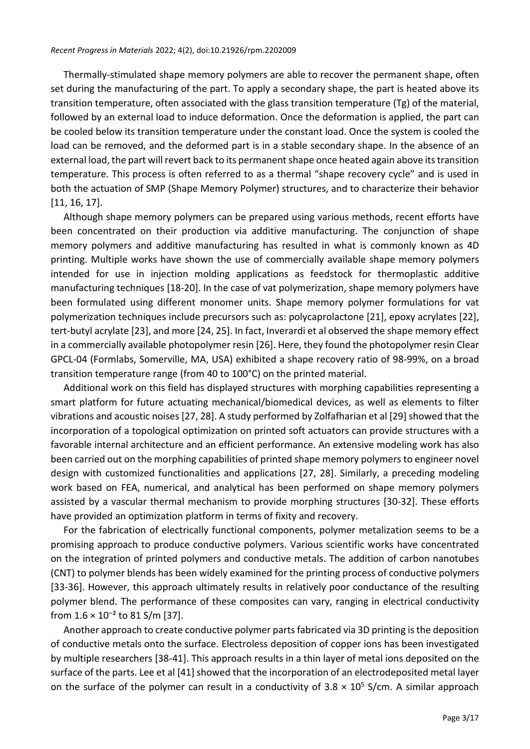Thermally-stimulated shape memory polymers are able to recover the permanent shape, often set during the manufacturing of the part. To apply a secondary shape, the part is heated above its transition temperature, often associated with the glass transition temperature (Tg) of the material, followed by an external load to induce deformation. Once the deformation is applied, the part can be cooled below its transition temperature under the constant load. Once the system is cooled the load can be removed, and the deformed part is in a stable secondary shape. In the absence of an external load, the part will revert back to its permanent shape once heated again above its transition temperature. This process is often referred to as a thermal "shape recovery cycle" and is used in both the actuation of SMP (Shape Memory Polymer) structures, and to characterize their behavior [11, 16, 17].

Although shape memory polymers can be prepared using various methods, recent efforts have been concentrated on their production via additive manufacturing. The conjunction of shape memory polymers and additive manufacturing has resulted in what is commonly known as 4D printing. Multiple works have shown the use of commercially available shape memory polymers intended for use in injection molding applications as feedstock for thermoplastic additive manufacturing techniques [18-20]. In the case of vat polymerization, shape memory polymers have been formulated using different monomer units. Shape memory polymer formulations for vat polymerization techniques include precursors such as: polycaprolactone [21], epoxy acrylates [22], tert-butyl acrylate [23], and more [24, 25]. In fact, Inverardi et al observed the shape memory effect in a commercially available photopolymer resin [26]. Here, they found the photopolymer resin Clear GPCL-04 (Formlabs, Somerville, MA, USA) exhibited a shape recovery ratio of 98-99%, on a broad transition temperature range (from 40 to 100°C) on the printed material.

Additional work on this field has displayed structures with morphing capabilities representing a smart platform for future actuating mechanical/biomedical devices, as well as elements to filter vibrations and acoustic noises [27, 28]. A study performed by Zolfafharian et al [29] showed that the incorporation of a topological optimization on printed soft actuators can provide structures with a favorable internal architecture and an efficient performance. An extensive modeling work has also been carried out on the morphing capabilities of printed shape memory polymers to engineer novel design with customized functionalities and applications [27, 28]. Similarly, a preceding modeling work based on FEA, numerical, and analytical has been performed on shape memory polymers assisted by a vascular thermal mechanism to provide morphing structures [30-32]. These efforts have provided an optimization platform in terms of fixity and recovery.

For the fabrication of electrically functional components, polymer metalization seems to be a promising approach to produce conductive polymers. Various scientific works have concentrated on the integration of printed polymers and conductive metals. The addition of carbon nanotubes (CNT) to polymer blends has been widely examined for the printing process of conductive polymers [33-36]. However, this approach ultimately results in relatively poor conductance of the resulting polymer blend. The performance of these composites can vary, ranging in electrical conductivity from $1.6 \times 10^{-2}$ to 81 S/m [37].

Another approach to create conductive polymer parts fabricated via 3D printing is the deposition of conductive metals onto the surface. Electroless deposition of copper ions has been investigated by multiple researchers [38-41]. This approach results in a thin layer of metal ions deposited on the surface of the parts. Lee et al [41] showed that the incorporation of an electrodeposited metal layer on the surface of the polymer can result in a conductivity of $3.8 \times 10^5$ S/cm. A similar approach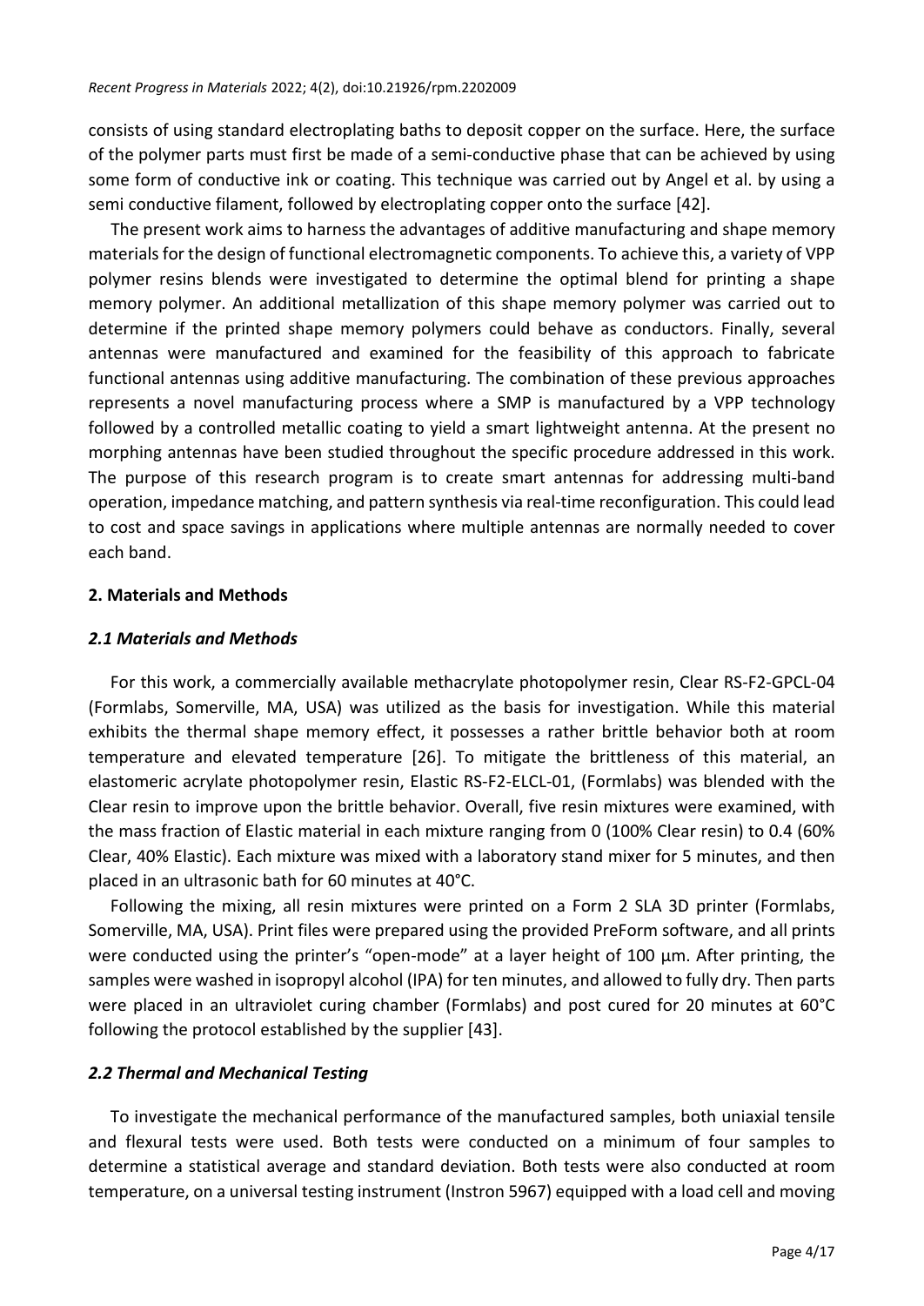consists of using standard electroplating baths to deposit copper on the surface. Here, the surface of the polymer parts must first be made of a semi-conductive phase that can be achieved by using some form of conductive ink or coating. This technique was carried out by Angel et al. by using a semi conductive filament, followed by electroplating copper onto the surface [42].

The present work aims to harness the advantages of additive manufacturing and shape memory materials for the design of functional electromagnetic components. To achieve this, a variety of VPP polymer resins blends were investigated to determine the optimal blend for printing a shape memory polymer. An additional metallization of this shape memory polymer was carried out to determine if the printed shape memory polymers could behave as conductors. Finally, several antennas were manufactured and examined for the feasibility of this approach to fabricate functional antennas using additive manufacturing. The combination of these previous approaches represents a novel manufacturing process where a SMP is manufactured by a VPP technology followed by a controlled metallic coating to yield a smart lightweight antenna. At the present no morphing antennas have been studied throughout the specific procedure addressed in this work. The purpose of this research program is to create smart antennas for addressing multi-band operation, impedance matching, and pattern synthesis via real-time reconfiguration. This could lead to cost and space savings in applications where multiple antennas are normally needed to cover each band.

## 2. Materials and Methods

### *2.1 Materials and Methods*

For this work, a commercially available methacrylate photopolymer resin, Clear RS-F2-GPCL-04 (Formlabs, Somerville, MA, USA) was utilized as the basis for investigation. While this material exhibits the thermal shape memory effect, it possesses a rather brittle behavior both at room temperature and elevated temperature [26]. To mitigate the brittleness of this material, an elastomeric acrylate photopolymer resin, Elastic RS-F2-ELCL-01, (Formlabs) was blended with the Clear resin to improve upon the brittle behavior. Overall, five resin mixtures were examined, with the mass fraction of Elastic material in each mixture ranging from 0 (100% Clear resin) to 0.4 (60% Clear, 40% Elastic). Each mixture was mixed with a laboratory stand mixer for 5 minutes, and then placed in an ultrasonic bath for 60 minutes at 40°C.

Following the mixing, all resin mixtures were printed on a Form 2 SLA 3D printer (Formlabs, Somerville, MA, USA). Print files were prepared using the provided PreForm software, and all prints were conducted using the printer's "open-mode" at a layer height of 100 µm. After printing, the samples were washed in isopropyl alcohol (IPA) for ten minutes, and allowed to fully dry. Then parts were placed in an ultraviolet curing chamber (Formlabs) and post cured for 20 minutes at 60°C following the protocol established by the supplier [43].

### *2.2 Thermal and Mechanical Testing*

To investigate the mechanical performance of the manufactured samples, both uniaxial tensile and flexural tests were used. Both tests were conducted on a minimum of four samples to determine a statistical average and standard deviation. Both tests were also conducted at room temperature, on a universal testing instrument (Instron 5967) equipped with a load cell and moving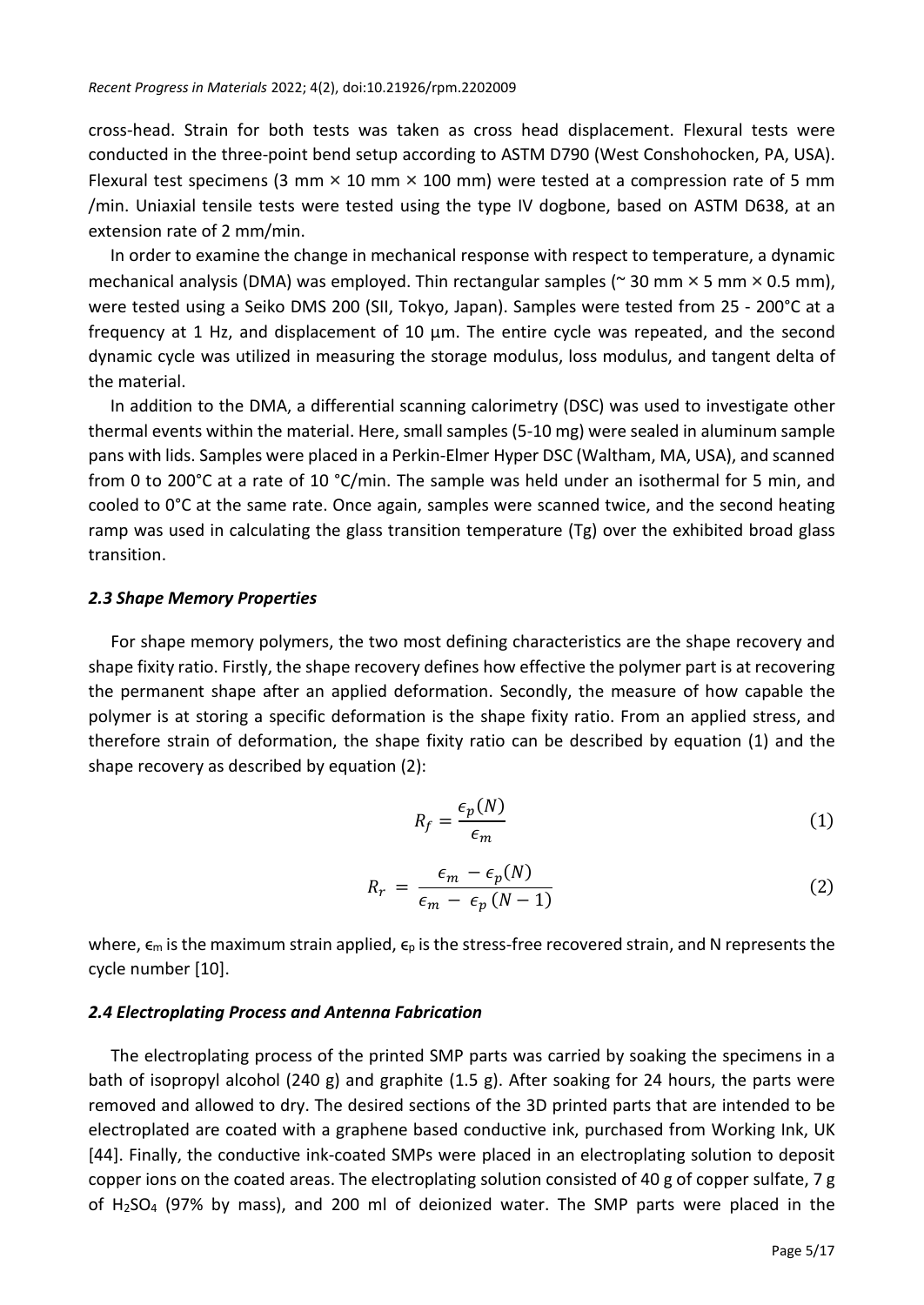cross-head. Strain for both tests was taken as cross head displacement. Flexural tests were conducted in the three-point bend setup according to ASTM D790 (West Conshohocken, PA, USA). Flexural test specimens (3 mm × 10 mm × 100 mm) were tested at a compression rate of 5 mm /min. Uniaxial tensile tests were tested using the type IV dogbone, based on ASTM D638, at an extension rate of 2 mm/min.

In order to examine the change in mechanical response with respect to temperature, a dynamic mechanical analysis (DMA) was employed. Thin rectangular samples (~ 30 mm × 5 mm × 0.5 mm), were tested using a Seiko DMS 200 (SII, Tokyo, Japan). Samples were tested from 25 - 200°C at a frequency at 1 Hz, and displacement of 10 µm. The entire cycle was repeated, and the second dynamic cycle was utilized in measuring the storage modulus, loss modulus, and tangent delta of the material.

In addition to the DMA, a differential scanning calorimetry (DSC) was used to investigate other thermal events within the material. Here, small samples (5-10 mg) were sealed in aluminum sample pans with lids. Samples were placed in a Perkin-Elmer Hyper DSC (Waltham, MA, USA), and scanned from 0 to 200°C at a rate of 10 °C/min. The sample was held under an isothermal for 5 min, and cooled to 0°C at the same rate. Once again, samples were scanned twice, and the second heating ramp was used in calculating the glass transition temperature (Tg) over the exhibited broad glass transition.

### *2.3 Shape Memory Properties*

For shape memory polymers, the two most defining characteristics are the shape recovery and shape fixity ratio. Firstly, the shape recovery defines how effective the polymer part is at recovering the permanent shape after an applied deformation. Secondly, the measure of how capable the polymer is at storing a specific deformation is the shape fixity ratio. From an applied stress, and therefore strain of deformation, the shape fixity ratio can be described by equation (1) and the shape recovery as described by equation (2):

$$R_f = \frac{\epsilon_p(N)}{\epsilon_m} \tag{1}$$

$$R_r = \frac{\epsilon_m - \epsilon_p(N)}{\epsilon_m - \epsilon_p(N-1)} \tag{2}$$

where, $\epsilon_m$ is the maximum strain applied, $\epsilon_p$ is the stress-free recovered strain, and N represents the cycle number [10].

### *2.4 Electroplating Process and Antenna Fabrication*

The electroplating process of the printed SMP parts was carried by soaking the specimens in a bath of isopropyl alcohol (240 g) and graphite (1.5 g). After soaking for 24 hours, the parts were removed and allowed to dry. The desired sections of the 3D printed parts that are intended to be electroplated are coated with a graphene based conductive ink, purchased from Working Ink, UK [44]. Finally, the conductive ink-coated SMPs were placed in an electroplating solution to deposit copper ions on the coated areas. The electroplating solution consisted of 40 g of copper sulfate, 7 g of $H_2SO_4$ (97% by mass), and 200 ml of deionized water. The SMP parts were placed in the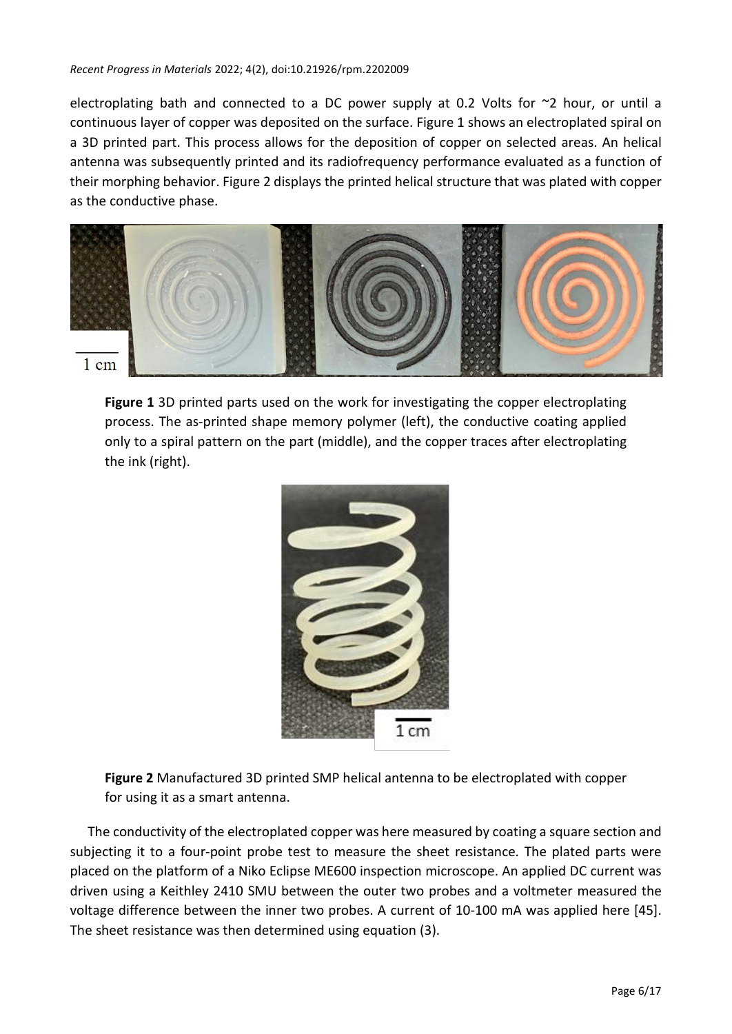electroplating bath and connected to a DC power supply at 0.2 Volts for ~2 hour, or until a continuous layer of copper was deposited on the surface. Figure 1 shows an electroplated spiral on a 3D printed part. This process allows for the deposition of copper on selected areas. An helical antenna was subsequently printed and its radiofrequency performance evaluated as a function of their morphing behavior. Figure 2 displays the printed helical structure that was plated with copper as the conductive phase.

**Figure 1** 3D printed parts used on the work for investigating the copper electroplating process. The as-printed shape memory polymer (left), the conductive coating applied only to a spiral pattern on the part (middle), and the copper traces after electroplating the ink (right).

**Figure 2** Manufactured 3D printed SMP helical antenna to be electroplated with copper for using it as a smart antenna.

The conductivity of the electroplated copper was here measured by coating a square section and subjecting it to a four-point probe test to measure the sheet resistance. The plated parts were placed on the platform of a Niko Eclipse ME600 inspection microscope. An applied DC current was driven using a Keithley 2410 SMU between the outer two probes and a voltmeter measured the voltage difference between the inner two probes. A current of 10-100 mA was applied here [45]. The sheet resistance was then determined using equation (3).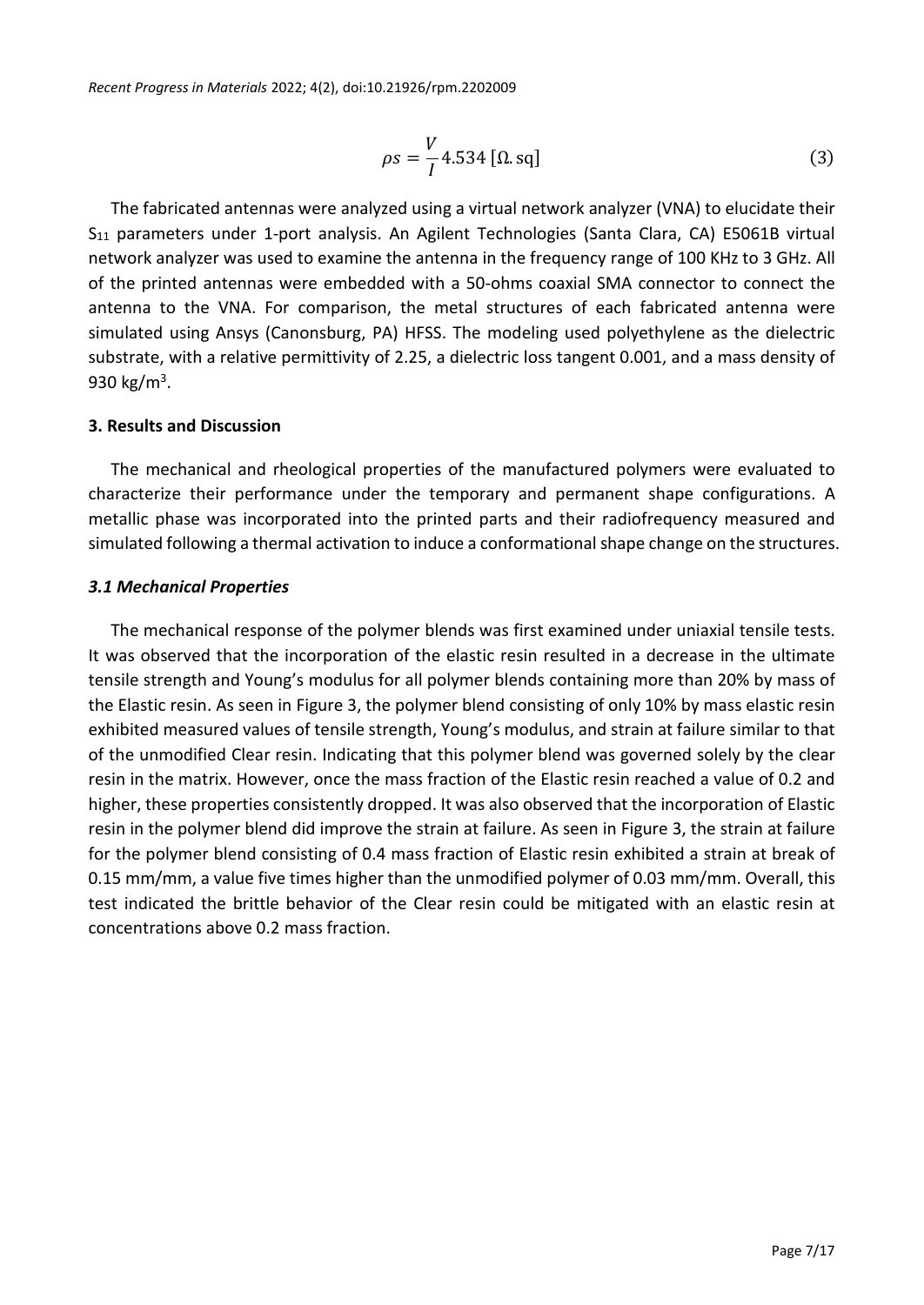$$\rho s = \frac{V}{I} 4.534\ [\Omega.\mathrm{sq}] \tag{3}$$

The fabricated antennas were analyzed using a virtual network analyzer (VNA) to elucidate their $S_{11}$ parameters under 1-port analysis. An Agilent Technologies (Santa Clara, CA) E5061B virtual network analyzer was used to examine the antenna in the frequency range of 100 KHz to 3 GHz. All of the printed antennas were embedded with a 50-ohms coaxial SMA connector to connect the antenna to the VNA. For comparison, the metal structures of each fabricated antenna were simulated using Ansys (Canonsburg, PA) HFSS. The modeling used polyethylene as the dielectric substrate, with a relative permittivity of 2.25, a dielectric loss tangent 0.001, and a mass density of 930 $kg/m^3$.

## 3. Results and Discussion

The mechanical and rheological properties of the manufactured polymers were evaluated to characterize their performance under the temporary and permanent shape configurations. A metallic phase was incorporated into the printed parts and their radiofrequency measured and simulated following a thermal activation to induce a conformational shape change on the structures.

### *3.1 Mechanical Properties*

The mechanical response of the polymer blends was first examined under uniaxial tensile tests. It was observed that the incorporation of the elastic resin resulted in a decrease in the ultimate tensile strength and Young's modulus for all polymer blends containing more than 20% by mass of the Elastic resin. As seen in Figure 3, the polymer blend consisting of only 10% by mass elastic resin exhibited measured values of tensile strength, Young's modulus, and strain at failure similar to that of the unmodified Clear resin. Indicating that this polymer blend was governed solely by the clear resin in the matrix. However, once the mass fraction of the Elastic resin reached a value of 0.2 and higher, these properties consistently dropped. It was also observed that the incorporation of Elastic resin in the polymer blend did improve the strain at failure. As seen in Figure 3, the strain at failure for the polymer blend consisting of 0.4 mass fraction of Elastic resin exhibited a strain at break of 0.15 mm/mm, a value five times higher than the unmodified polymer of 0.03 mm/mm. Overall, this test indicated the brittle behavior of the Clear resin could be mitigated with an elastic resin at concentrations above 0.2 mass fraction.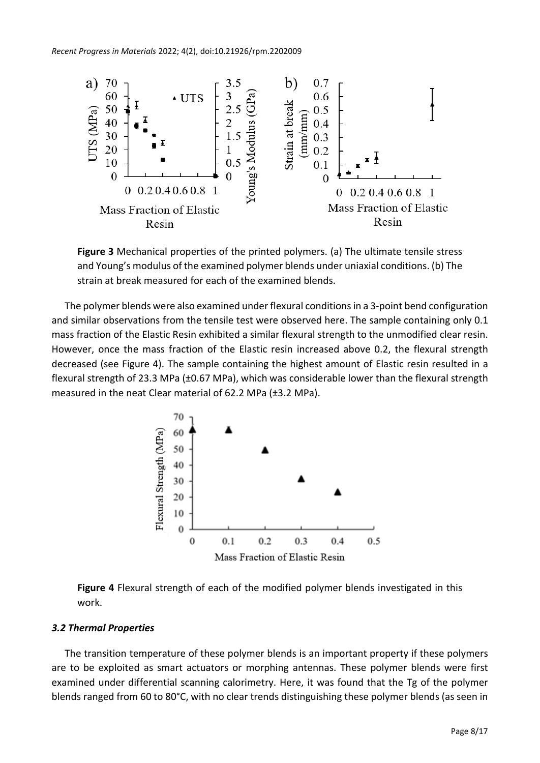**Figure 3** Mechanical properties of the printed polymers. (a) The ultimate tensile stress and Young's modulus of the examined polymer blends under uniaxial conditions. (b) The strain at break measured for each of the examined blends.

The polymer blends were also examined under flexural conditions in a 3-point bend configuration and similar observations from the tensile test were observed here. The sample containing only 0.1 mass fraction of the Elastic Resin exhibited a similar flexural strength to the unmodified clear resin. However, once the mass fraction of the Elastic resin increased above 0.2, the flexural strength decreased (see Figure 4). The sample containing the highest amount of Elastic resin resulted in a flexural strength of 23.3 MPa (±0.67 MPa), which was considerable lower than the flexural strength measured in the neat Clear material of 62.2 MPa (±3.2 MPa).

**Figure 4** Flexural strength of each of the modified polymer blends investigated in this work.

### *3.2 Thermal Properties*

The transition temperature of these polymer blends is an important property if these polymers are to be exploited as smart actuators or morphing antennas. These polymer blends were first examined under differential scanning calorimetry. Here, it was found that the Tg of the polymer blends ranged from 60 to 80°C, with no clear trends distinguishing these polymer blends (as seen in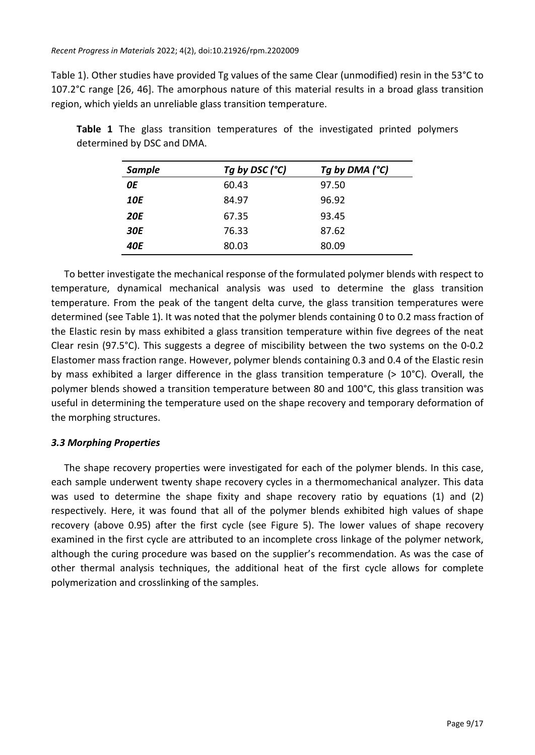Table 1). Other studies have provided Tg values of the same Clear (unmodified) resin in the 53°C to 107.2°C range [26, 46]. The amorphous nature of this material results in a broad glass transition region, which yields an unreliable glass transition temperature.

**Table 1** The glass transition temperatures of the investigated printed polymers determined by DSC and DMA.

| *Sample* | *Tg by DSC (°C)* | *Tg by DMA (°C)* |
| --- | --- | --- |
| ***0E*** | 60.43 | 97.50 |
| ***10E*** | 84.97 | 96.92 |
| ***20E*** | 67.35 | 93.45 |
| ***30E*** | 76.33 | 87.62 |
| ***40E*** | 80.03 | 80.09 |

To better investigate the mechanical response of the formulated polymer blends with respect to temperature, dynamical mechanical analysis was used to determine the glass transition temperature. From the peak of the tangent delta curve, the glass transition temperatures were determined (see Table 1). It was noted that the polymer blends containing 0 to 0.2 mass fraction of the Elastic resin by mass exhibited a glass transition temperature within five degrees of the neat Clear resin (97.5°C). This suggests a degree of miscibility between the two systems on the 0-0.2 Elastomer mass fraction range. However, polymer blends containing 0.3 and 0.4 of the Elastic resin by mass exhibited a larger difference in the glass transition temperature (> 10°C). Overall, the polymer blends showed a transition temperature between 80 and 100°C, this glass transition was useful in determining the temperature used on the shape recovery and temporary deformation of the morphing structures.

### *3.3 Morphing Properties*

The shape recovery properties were investigated for each of the polymer blends. In this case, each sample underwent twenty shape recovery cycles in a thermomechanical analyzer. This data was used to determine the shape fixity and shape recovery ratio by equations (1) and (2) respectively. Here, it was found that all of the polymer blends exhibited high values of shape recovery (above 0.95) after the first cycle (see Figure 5). The lower values of shape recovery examined in the first cycle are attributed to an incomplete cross linkage of the polymer network, although the curing procedure was based on the supplier's recommendation. As was the case of other thermal analysis techniques, the additional heat of the first cycle allows for complete polymerization and crosslinking of the samples.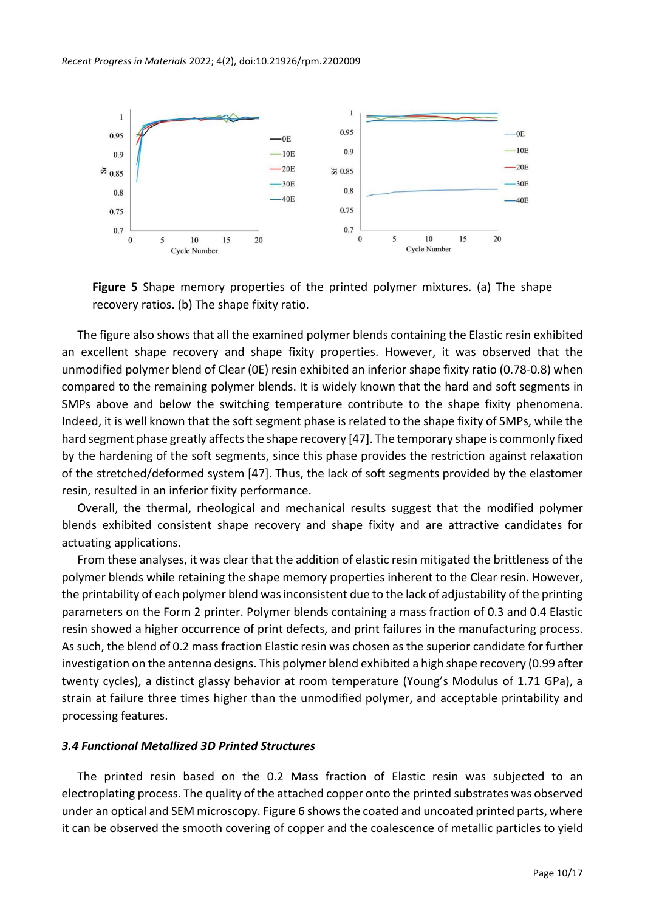**Figure 5** Shape memory properties of the printed polymer mixtures. (a) The shape recovery ratios. (b) The shape fixity ratio.

The figure also shows that all the examined polymer blends containing the Elastic resin exhibited an excellent shape recovery and shape fixity properties. However, it was observed that the unmodified polymer blend of Clear (0E) resin exhibited an inferior shape fixity ratio (0.78-0.8) when compared to the remaining polymer blends. It is widely known that the hard and soft segments in SMPs above and below the switching temperature contribute to the shape fixity phenomena. Indeed, it is well known that the soft segment phase is related to the shape fixity of SMPs, while the hard segment phase greatly affects the shape recovery [47]. The temporary shape is commonly fixed by the hardening of the soft segments, since this phase provides the restriction against relaxation of the stretched/deformed system [47]. Thus, the lack of soft segments provided by the elastomer resin, resulted in an inferior fixity performance.

Overall, the thermal, rheological and mechanical results suggest that the modified polymer blends exhibited consistent shape recovery and shape fixity and are attractive candidates for actuating applications.

From these analyses, it was clear that the addition of elastic resin mitigated the brittleness of the polymer blends while retaining the shape memory properties inherent to the Clear resin. However, the printability of each polymer blend was inconsistent due to the lack of adjustability of the printing parameters on the Form 2 printer. Polymer blends containing a mass fraction of 0.3 and 0.4 Elastic resin showed a higher occurrence of print defects, and print failures in the manufacturing process. As such, the blend of 0.2 mass fraction Elastic resin was chosen as the superior candidate for further investigation on the antenna designs. This polymer blend exhibited a high shape recovery (0.99 after twenty cycles), a distinct glassy behavior at room temperature (Young's Modulus of 1.71 GPa), a strain at failure three times higher than the unmodified polymer, and acceptable printability and processing features.

### *3.4 Functional Metallized 3D Printed Structures*

The printed resin based on the 0.2 Mass fraction of Elastic resin was subjected to an electroplating process. The quality of the attached copper onto the printed substrates was observed under an optical and SEM microscopy. Figure 6 shows the coated and uncoated printed parts, where it can be observed the smooth covering of copper and the coalescence of metallic particles to yield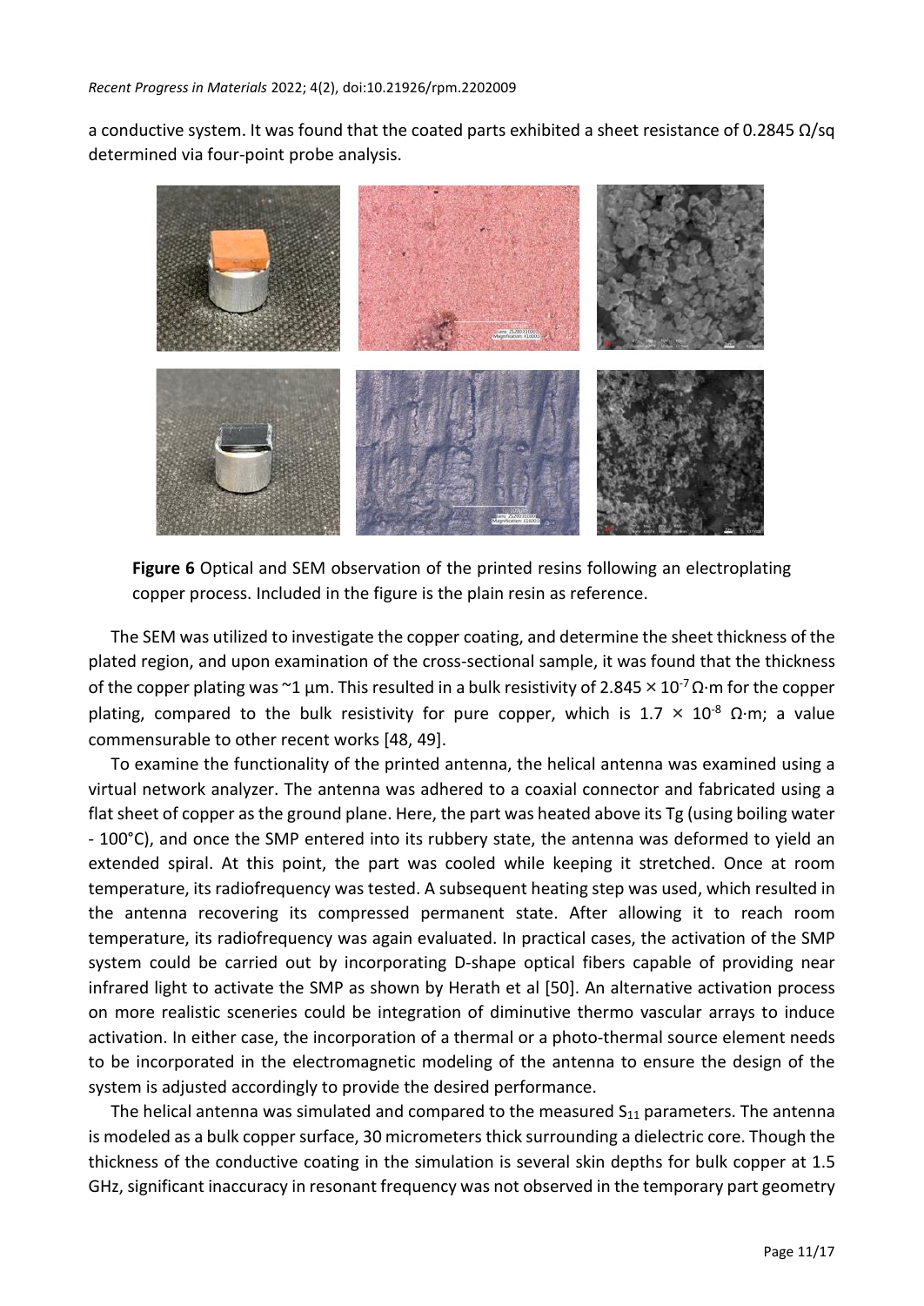a conductive system. It was found that the coated parts exhibited a sheet resistance of 0.2845 Ω/sq determined via four-point probe analysis.

**Figure 6** Optical and SEM observation of the printed resins following an electroplating copper process. Included in the figure is the plain resin as reference.

The SEM was utilized to investigate the copper coating, and determine the sheet thickness of the plated region, and upon examination of the cross-sectional sample, it was found that the thickness of the copper plating was ~1 µm. This resulted in a bulk resistivity of $2.845 \times 10^{-7}$ Ω·m for the copper plating, compared to the bulk resistivity for pure copper, which is $1.7 \times 10^{-8}$ Ω·m; a value commensurable to other recent works [48, 49].

To examine the functionality of the printed antenna, the helical antenna was examined using a virtual network analyzer. The antenna was adhered to a coaxial connector and fabricated using a flat sheet of copper as the ground plane. Here, the part was heated above its Tg (using boiling water - 100°C), and once the SMP entered into its rubbery state, the antenna was deformed to yield an extended spiral. At this point, the part was cooled while keeping it stretched. Once at room temperature, its radiofrequency was tested. A subsequent heating step was used, which resulted in the antenna recovering its compressed permanent state. After allowing it to reach room temperature, its radiofrequency was again evaluated. In practical cases, the activation of the SMP system could be carried out by incorporating D-shape optical fibers capable of providing near infrared light to activate the SMP as shown by Herath et al [50]. An alternative activation process on more realistic sceneries could be integration of diminutive thermo vascular arrays to induce activation. In either case, the incorporation of a thermal or a photo-thermal source element needs to be incorporated in the electromagnetic modeling of the antenna to ensure the design of the system is adjusted accordingly to provide the desired performance.

The helical antenna was simulated and compared to the measured $S_{11}$ parameters. The antenna is modeled as a bulk copper surface, 30 micrometers thick surrounding a dielectric core. Though the thickness of the conductive coating in the simulation is several skin depths for bulk copper at 1.5 GHz, significant inaccuracy in resonant frequency was not observed in the temporary part geometry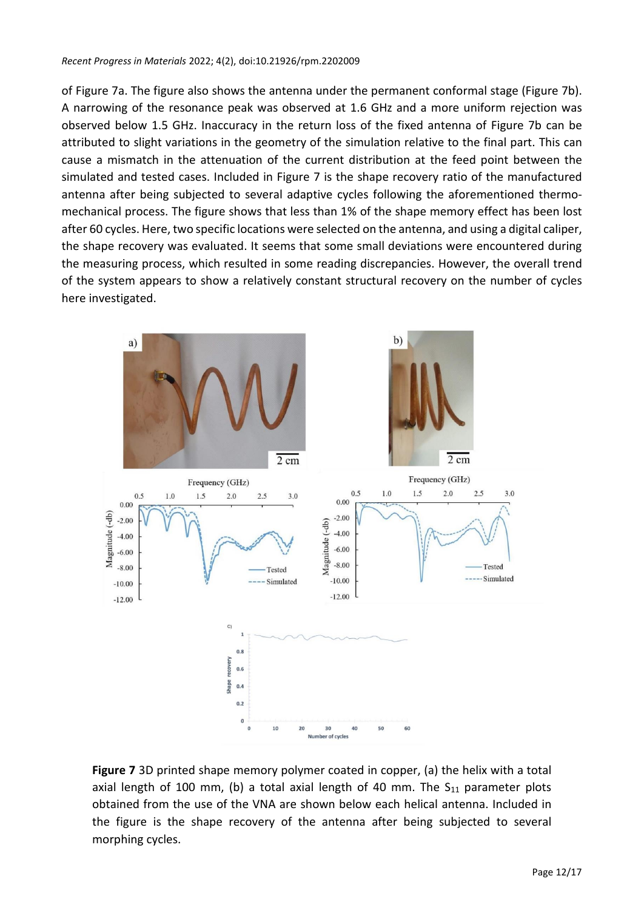of Figure 7a. The figure also shows the antenna under the permanent conformal stage (Figure 7b). A narrowing of the resonance peak was observed at 1.6 GHz and a more uniform rejection was observed below 1.5 GHz. Inaccuracy in the return loss of the fixed antenna of Figure 7b can be attributed to slight variations in the geometry of the simulation relative to the final part. This can cause a mismatch in the attenuation of the current distribution at the feed point between the simulated and tested cases. Included in Figure 7 is the shape recovery ratio of the manufactured antenna after being subjected to several adaptive cycles following the aforementioned thermo-mechanical process. The figure shows that less than 1% of the shape memory effect has been lost after 60 cycles. Here, two specific locations were selected on the antenna, and using a digital caliper, the shape recovery was evaluated. It seems that some small deviations were encountered during the measuring process, which resulted in some reading discrepancies. However, the overall trend of the system appears to show a relatively constant structural recovery on the number of cycles here investigated.

**Figure 7** 3D printed shape memory polymer coated in copper, (a) the helix with a total axial length of 100 mm, (b) a total axial length of 40 mm. The $S_{11}$ parameter plots obtained from the use of the VNA are shown below each helical antenna. Included in the figure is the shape recovery of the antenna after being subjected to several morphing cycles.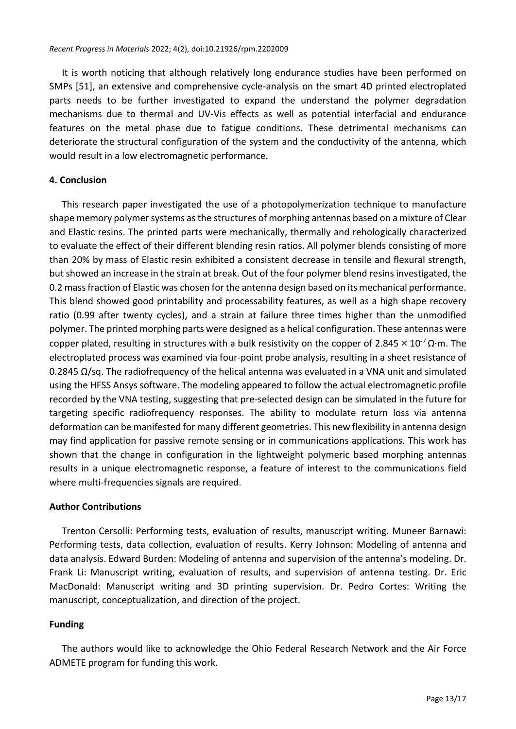It is worth noticing that although relatively long endurance studies have been performed on SMPs [51], an extensive and comprehensive cycle-analysis on the smart 4D printed electroplated parts needs to be further investigated to expand the understand the polymer degradation mechanisms due to thermal and UV-Vis effects as well as potential interfacial and endurance features on the metal phase due to fatigue conditions. These detrimental mechanisms can deteriorate the structural configuration of the system and the conductivity of the antenna, which would result in a low electromagnetic performance.

## 4. Conclusion

This research paper investigated the use of a photopolymerization technique to manufacture shape memory polymer systems as the structures of morphing antennas based on a mixture of Clear and Elastic resins. The printed parts were mechanically, thermally and rehologically characterized to evaluate the effect of their different blending resin ratios. All polymer blends consisting of more than 20% by mass of Elastic resin exhibited a consistent decrease in tensile and flexural strength, but showed an increase in the strain at break. Out of the four polymer blend resins investigated, the 0.2 mass fraction of Elastic was chosen for the antenna design based on its mechanical performance. This blend showed good printability and processability features, as well as a high shape recovery ratio (0.99 after twenty cycles), and a strain at failure three times higher than the unmodified polymer. The printed morphing parts were designed as a helical configuration. These antennas were copper plated, resulting in structures with a bulk resistivity on the copper of $2.845 \times 10^{-7}\ \Omega\cdot\text{m}$. The electroplated process was examined via four-point probe analysis, resulting in a sheet resistance of 0.2845 Ω/sq. The radiofrequency of the helical antenna was evaluated in a VNA unit and simulated using the HFSS Ansys software. The modeling appeared to follow the actual electromagnetic profile recorded by the VNA testing, suggesting that pre-selected design can be simulated in the future for targeting specific radiofrequency responses. The ability to modulate return loss via antenna deformation can be manifested for many different geometries. This new flexibility in antenna design may find application for passive remote sensing or in communications applications. This work has shown that the change in configuration in the lightweight polymeric based morphing antennas results in a unique electromagnetic response, a feature of interest to the communications field where multi-frequencies signals are required.

## Author Contributions

Trenton Cersolli: Performing tests, evaluation of results, manuscript writing. Muneer Barnawi: Performing tests, data collection, evaluation of results. Kerry Johnson: Modeling of antenna and data analysis. Edward Burden: Modeling of antenna and supervision of the antenna's modeling. Dr. Frank Li: Manuscript writing, evaluation of results, and supervision of antenna testing. Dr. Eric MacDonald: Manuscript writing and 3D printing supervision. Dr. Pedro Cortes: Writing the manuscript, conceptualization, and direction of the project.

## Funding

The authors would like to acknowledge the Ohio Federal Research Network and the Air Force ADMETE program for funding this work.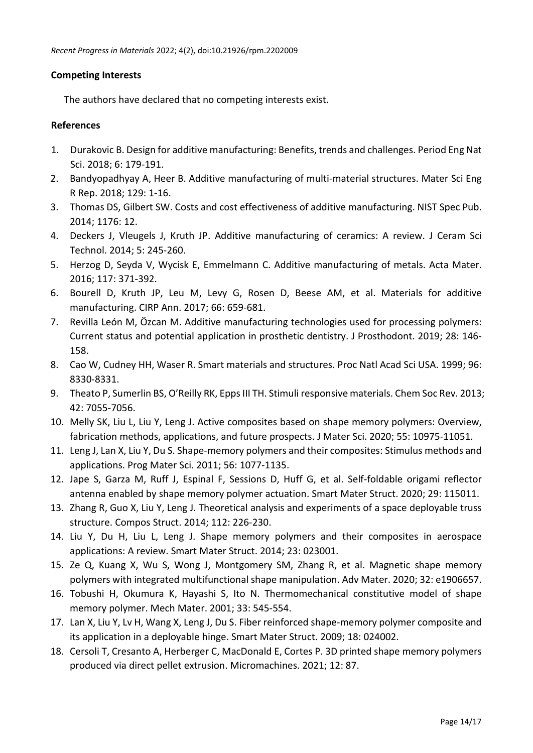## Competing Interests

The authors have declared that no competing interests exist.

## References

1. Durakovic B. Design for additive manufacturing: Benefits, trends and challenges. Period Eng Nat Sci. 2018; 6: 179-191.
2. Bandyopadhyay A, Heer B. Additive manufacturing of multi-material structures. Mater Sci Eng R Rep. 2018; 129: 1-16.
3. Thomas DS, Gilbert SW. Costs and cost effectiveness of additive manufacturing. NIST Spec Pub. 2014; 1176: 12.
4. Deckers J, Vleugels J, Kruth JP. Additive manufacturing of ceramics: A review. J Ceram Sci Technol. 2014; 5: 245-260.
5. Herzog D, Seyda V, Wycisk E, Emmelmann C. Additive manufacturing of metals. Acta Mater. 2016; 117: 371-392.
6. Bourell D, Kruth JP, Leu M, Levy G, Rosen D, Beese AM, et al. Materials for additive manufacturing. CIRP Ann. 2017; 66: 659-681.
7. Revilla León M, Özcan M. Additive manufacturing technologies used for processing polymers: Current status and potential application in prosthetic dentistry. J Prosthodont. 2019; 28: 146-158.
8. Cao W, Cudney HH, Waser R. Smart materials and structures. Proc Natl Acad Sci USA. 1999; 96: 8330-8331.
9. Theato P, Sumerlin BS, O'Reilly RK, Epps III TH. Stimuli responsive materials. Chem Soc Rev. 2013; 42: 7055-7056.
10. Melly SK, Liu L, Liu Y, Leng J. Active composites based on shape memory polymers: Overview, fabrication methods, applications, and future prospects. J Mater Sci. 2020; 55: 10975-11051.
11. Leng J, Lan X, Liu Y, Du S. Shape-memory polymers and their composites: Stimulus methods and applications. Prog Mater Sci. 2011; 56: 1077-1135.
12. Jape S, Garza M, Ruff J, Espinal F, Sessions D, Huff G, et al. Self-foldable origami reflector antenna enabled by shape memory polymer actuation. Smart Mater Struct. 2020; 29: 115011.
13. Zhang R, Guo X, Liu Y, Leng J. Theoretical analysis and experiments of a space deployable truss structure. Compos Struct. 2014; 112: 226-230.
14. Liu Y, Du H, Liu L, Leng J. Shape memory polymers and their composites in aerospace applications: A review. Smart Mater Struct. 2014; 23: 023001.
15. Ze Q, Kuang X, Wu S, Wong J, Montgomery SM, Zhang R, et al. Magnetic shape memory polymers with integrated multifunctional shape manipulation. Adv Mater. 2020; 32: e1906657.
16. Tobushi H, Okumura K, Hayashi S, Ito N. Thermomechanical constitutive model of shape memory polymer. Mech Mater. 2001; 33: 545-554.
17. Lan X, Liu Y, Lv H, Wang X, Leng J, Du S. Fiber reinforced shape-memory polymer composite and its application in a deployable hinge. Smart Mater Struct. 2009; 18: 024002.
18. Cersoli T, Cresanto A, Herberger C, MacDonald E, Cortes P. 3D printed shape memory polymers produced via direct pellet extrusion. Micromachines. 2021; 12: 87.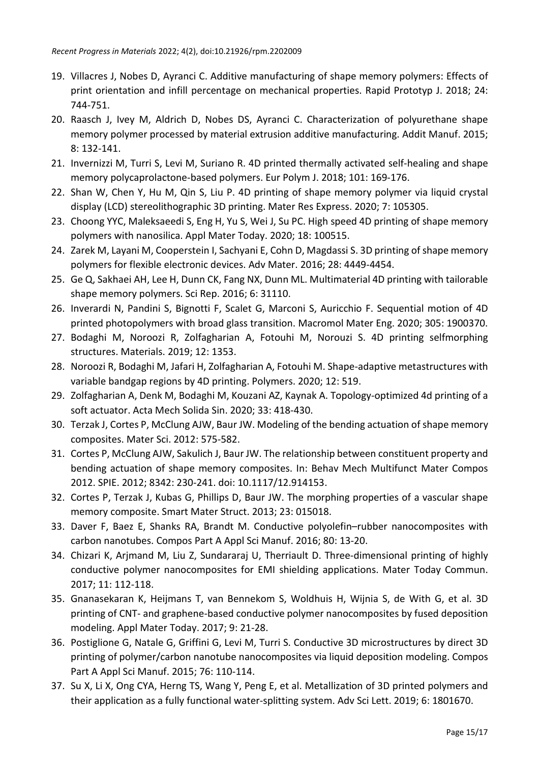19. Villacres J, Nobes D, Ayranci C. Additive manufacturing of shape memory polymers: Effects of print orientation and infill percentage on mechanical properties. Rapid Prototyp J. 2018; 24: 744-751.
20. Raasch J, Ivey M, Aldrich D, Nobes DS, Ayranci C. Characterization of polyurethane shape memory polymer processed by material extrusion additive manufacturing. Addit Manuf. 2015; 8: 132-141.
21. Invernizzi M, Turri S, Levi M, Suriano R. 4D printed thermally activated self-healing and shape memory polycaprolactone-based polymers. Eur Polym J. 2018; 101: 169-176.
22. Shan W, Chen Y, Hu M, Qin S, Liu P. 4D printing of shape memory polymer via liquid crystal display (LCD) stereolithographic 3D printing. Mater Res Express. 2020; 7: 105305.
23. Choong YYC, Maleksaeedi S, Eng H, Yu S, Wei J, Su PC. High speed 4D printing of shape memory polymers with nanosilica. Appl Mater Today. 2020; 18: 100515.
24. Zarek M, Layani M, Cooperstein I, Sachyani E, Cohn D, Magdassi S. 3D printing of shape memory polymers for flexible electronic devices. Adv Mater. 2016; 28: 4449-4454.
25. Ge Q, Sakhaei AH, Lee H, Dunn CK, Fang NX, Dunn ML. Multimaterial 4D printing with tailorable shape memory polymers. Sci Rep. 2016; 6: 31110.
26. Inverardi N, Pandini S, Bignotti F, Scalet G, Marconi S, Auricchio F. Sequential motion of 4D printed photopolymers with broad glass transition. Macromol Mater Eng. 2020; 305: 1900370.
27. Bodaghi M, Noroozi R, Zolfagharian A, Fotouhi M, Norouzi S. 4D printing selfmorphing structures. Materials. 2019; 12: 1353.
28. Noroozi R, Bodaghi M, Jafari H, Zolfagharian A, Fotouhi M. Shape-adaptive metastructures with variable bandgap regions by 4D printing. Polymers. 2020; 12: 519.
29. Zolfagharian A, Denk M, Bodaghi M, Kouzani AZ, Kaynak A. Topology-optimized 4d printing of a soft actuator. Acta Mech Solida Sin. 2020; 33: 418-430.
30. Terzak J, Cortes P, McClung AJW, Baur JW. Modeling of the bending actuation of shape memory composites. Mater Sci. 2012: 575-582.
31. Cortes P, McClung AJW, Sakulich J, Baur JW. The relationship between constituent property and bending actuation of shape memory composites. In: Behav Mech Multifunct Mater Compos 2012. SPIE. 2012; 8342: 230-241. doi: 10.1117/12.914153.
32. Cortes P, Terzak J, Kubas G, Phillips D, Baur JW. The morphing properties of a vascular shape memory composite. Smart Mater Struct. 2013; 23: 015018.
33. Daver F, Baez E, Shanks RA, Brandt M. Conductive polyolefin–rubber nanocomposites with carbon nanotubes. Compos Part A Appl Sci Manuf. 2016; 80: 13-20.
34. Chizari K, Arjmand M, Liu Z, Sundararaj U, Therriault D. Three-dimensional printing of highly conductive polymer nanocomposites for EMI shielding applications. Mater Today Commun. 2017; 11: 112-118.
35. Gnanasekaran K, Heijmans T, van Bennekom S, Woldhuis H, Wijnia S, de With G, et al. 3D printing of CNT- and graphene-based conductive polymer nanocomposites by fused deposition modeling. Appl Mater Today. 2017; 9: 21-28.
36. Postiglione G, Natale G, Griffini G, Levi M, Turri S. Conductive 3D microstructures by direct 3D printing of polymer/carbon nanotube nanocomposites via liquid deposition modeling. Compos Part A Appl Sci Manuf. 2015; 76: 110-114.
37. Su X, Li X, Ong CYA, Herng TS, Wang Y, Peng E, et al. Metallization of 3D printed polymers and their application as a fully functional water-splitting system. Adv Sci Lett. 2019; 6: 1801670.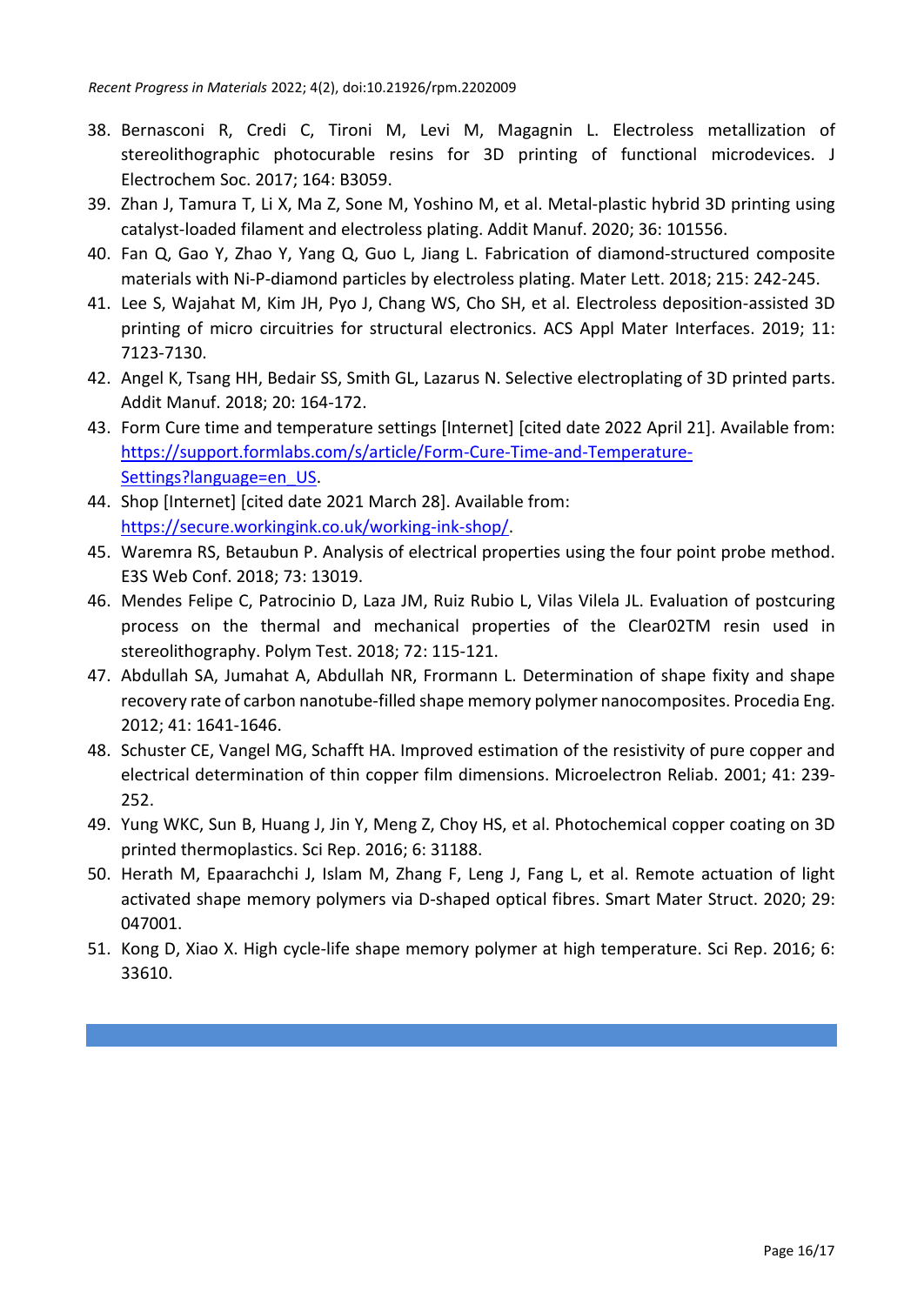38. Bernasconi R, Credi C, Tironi M, Levi M, Magagnin L. Electroless metallization of stereolithographic photocurable resins for 3D printing of functional microdevices. J Electrochem Soc. 2017; 164: B3059.
39. Zhan J, Tamura T, Li X, Ma Z, Sone M, Yoshino M, et al. Metal-plastic hybrid 3D printing using catalyst-loaded filament and electroless plating. Addit Manuf. 2020; 36: 101556.
40. Fan Q, Gao Y, Zhao Y, Yang Q, Guo L, Jiang L. Fabrication of diamond-structured composite materials with Ni-P-diamond particles by electroless plating. Mater Lett. 2018; 215: 242-245.
41. Lee S, Wajahat M, Kim JH, Pyo J, Chang WS, Cho SH, et al. Electroless deposition-assisted 3D printing of micro circuitries for structural electronics. ACS Appl Mater Interfaces. 2019; 11: 7123-7130.
42. Angel K, Tsang HH, Bedair SS, Smith GL, Lazarus N. Selective electroplating of 3D printed parts. Addit Manuf. 2018; 20: 164-172.
43. Form Cure time and temperature settings [Internet] [cited date 2022 April 21]. Available from: https://support.formlabs.com/s/article/Form-Cure-Time-and-Temperature-Settings?language=en_US.
44. Shop [Internet] [cited date 2021 March 28]. Available from: https://secure.workingink.co.uk/working-ink-shop/.
45. Waremra RS, Betaubun P. Analysis of electrical properties using the four point probe method. E3S Web Conf. 2018; 73: 13019.
46. Mendes Felipe C, Patrocinio D, Laza JM, Ruiz Rubio L, Vilas Vilela JL. Evaluation of postcuring process on the thermal and mechanical properties of the Clear02TM resin used in stereolithography. Polym Test. 2018; 72: 115-121.
47. Abdullah SA, Jumahat A, Abdullah NR, Frormann L. Determination of shape fixity and shape recovery rate of carbon nanotube-filled shape memory polymer nanocomposites. Procedia Eng. 2012; 41: 1641-1646.
48. Schuster CE, Vangel MG, Schafft HA. Improved estimation of the resistivity of pure copper and electrical determination of thin copper film dimensions. Microelectron Reliab. 2001; 41: 239-252.
49. Yung WKC, Sun B, Huang J, Jin Y, Meng Z, Choy HS, et al. Photochemical copper coating on 3D printed thermoplastics. Sci Rep. 2016; 6: 31188.
50. Herath M, Epaarachchi J, Islam M, Zhang F, Leng J, Fang L, et al. Remote actuation of light activated shape memory polymers via D-shaped optical fibres. Smart Mater Struct. 2020; 29: 047001.
51. Kong D, Xiao X. High cycle-life shape memory polymer at high temperature. Sci Rep. 2016; 6: 33610.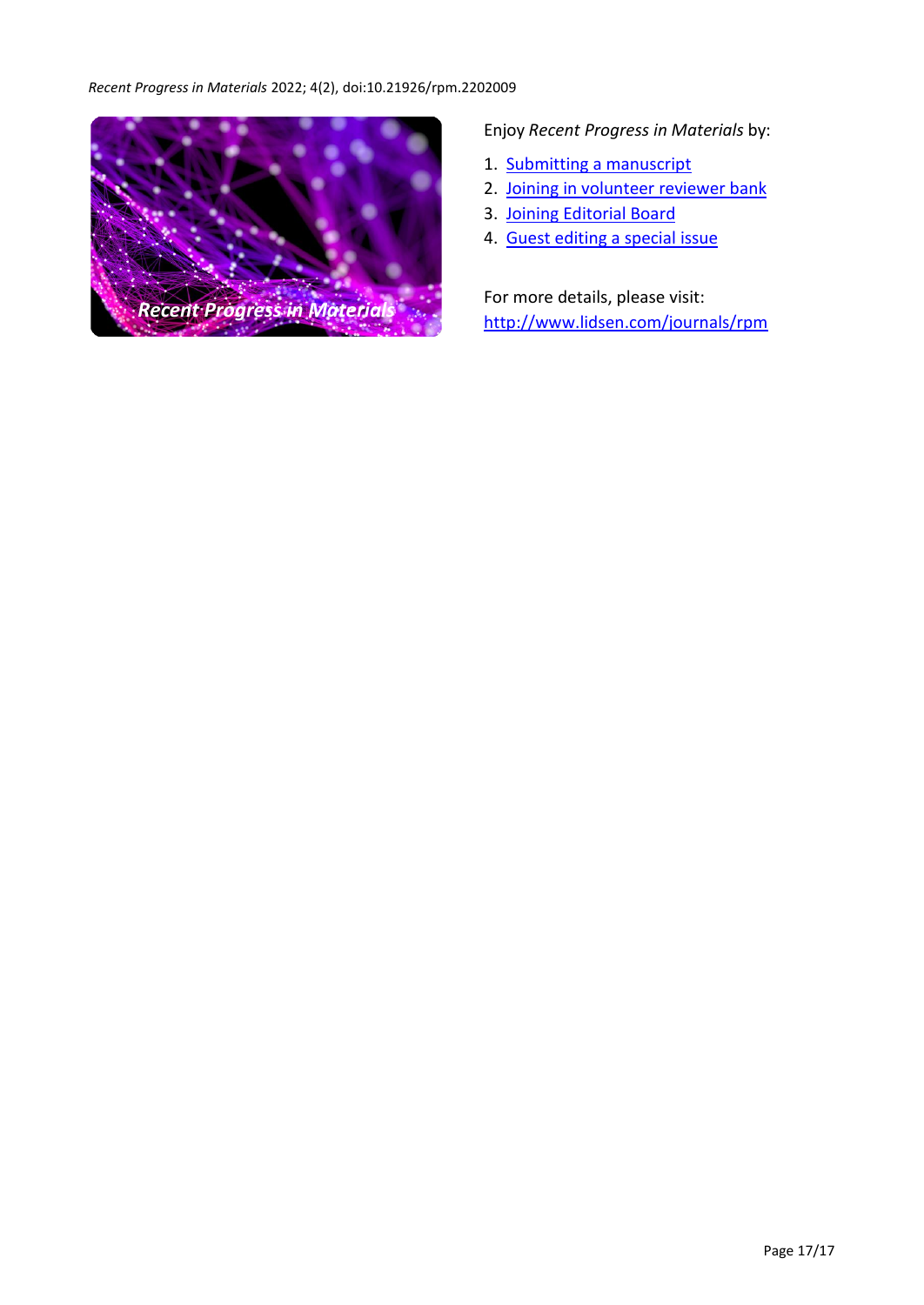Enjoy *Recent Progress in Materials* by:

1. Submitting a manuscript
2. Joining in volunteer reviewer bank
3. Joining Editorial Board
4. Guest editing a special issue

For more details, please visit:
http://www.lidsen.com/journals/rpm